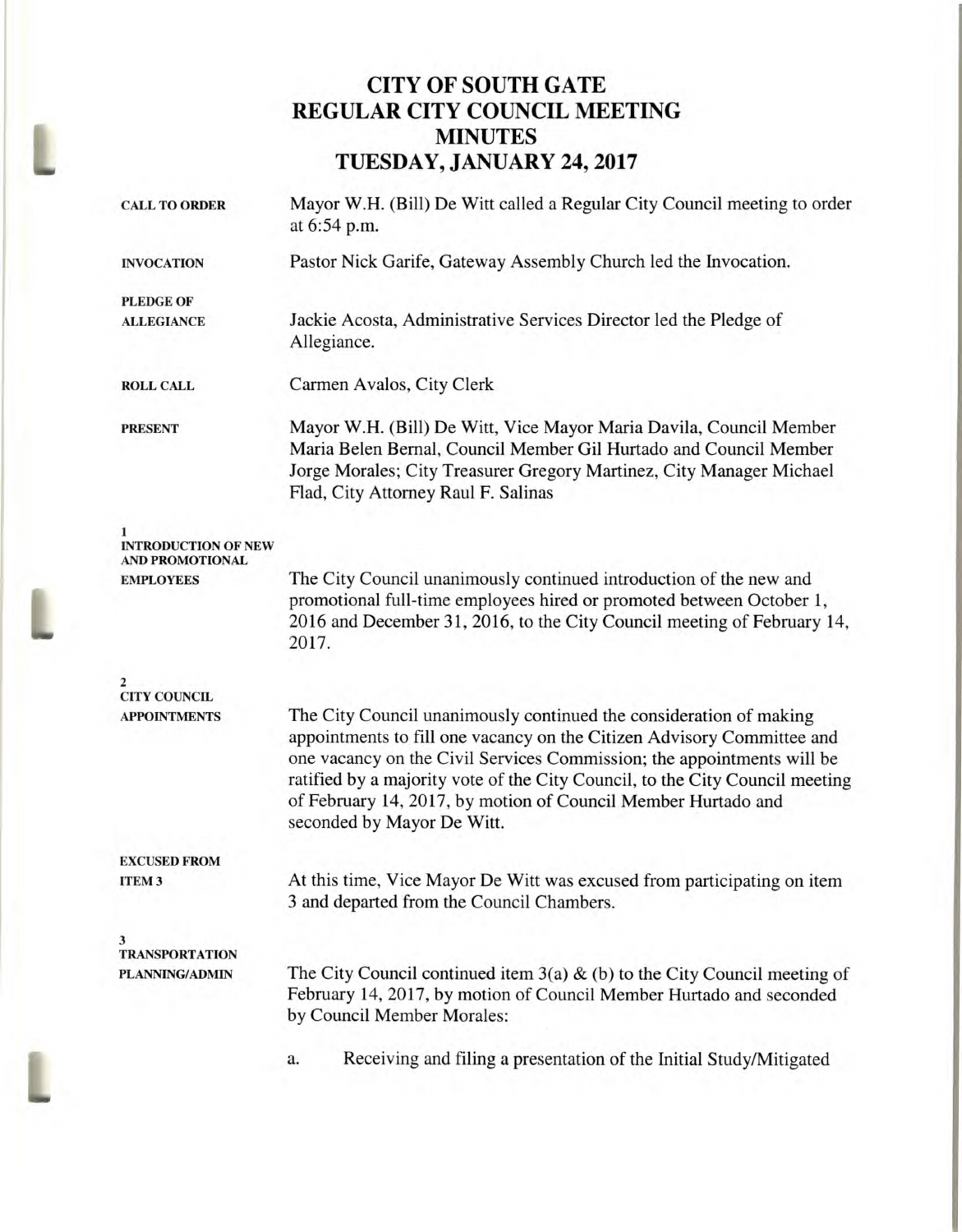# CITY OF SOUTH GATE
# REGULAR CITY COUNCIL MEETING
# MINUTES
# TUESDAY, JANUARY 24, 2017

**CALL TO ORDER**

Mayor W.H. (Bill) De Witt called a Regular City Council meeting to order at 6:54 p.m.

**INVOCATION**

Pastor Nick Garife, Gateway Assembly Church led the Invocation.

**PLEDGE OF ALLEGIANCE**

Jackie Acosta, Administrative Services Director led the Pledge of Allegiance.

**ROLL CALL**

Carmen Avalos, City Clerk

**PRESENT**

Mayor W.H. (Bill) De Witt, Vice Mayor Maria Davila, Council Member Maria Belen Bernal, Council Member Gil Hurtado and Council Member Jorge Morales; City Treasurer Gregory Martinez, City Manager Michael Flad, City Attorney Raul F. Salinas

**1**
**INTRODUCTION OF NEW AND PROMOTIONAL EMPLOYEES**

The City Council unanimously continued introduction of the new and promotional full-time employees hired or promoted between October 1, 2016 and December 31, 2016, to the City Council meeting of February 14, 2017.

**2**
**CITY COUNCIL APPOINTMENTS**

The City Council unanimously continued the consideration of making appointments to fill one vacancy on the Citizen Advisory Committee and one vacancy on the Civil Services Commission; the appointments will be ratified by a majority vote of the City Council, to the City Council meeting of February 14, 2017, by motion of Council Member Hurtado and seconded by Mayor De Witt.

**EXCUSED FROM ITEM 3**

At this time, Vice Mayor De Witt was excused from participating on item 3 and departed from the Council Chambers.

**3**
**TRANSPORTATION PLANNING/ADMIN**

The City Council continued item 3(a) & (b) to the City Council meeting of February 14, 2017, by motion of Council Member Hurtado and seconded by Council Member Morales:

a. Receiving and filing a presentation of the Initial Study/Mitigated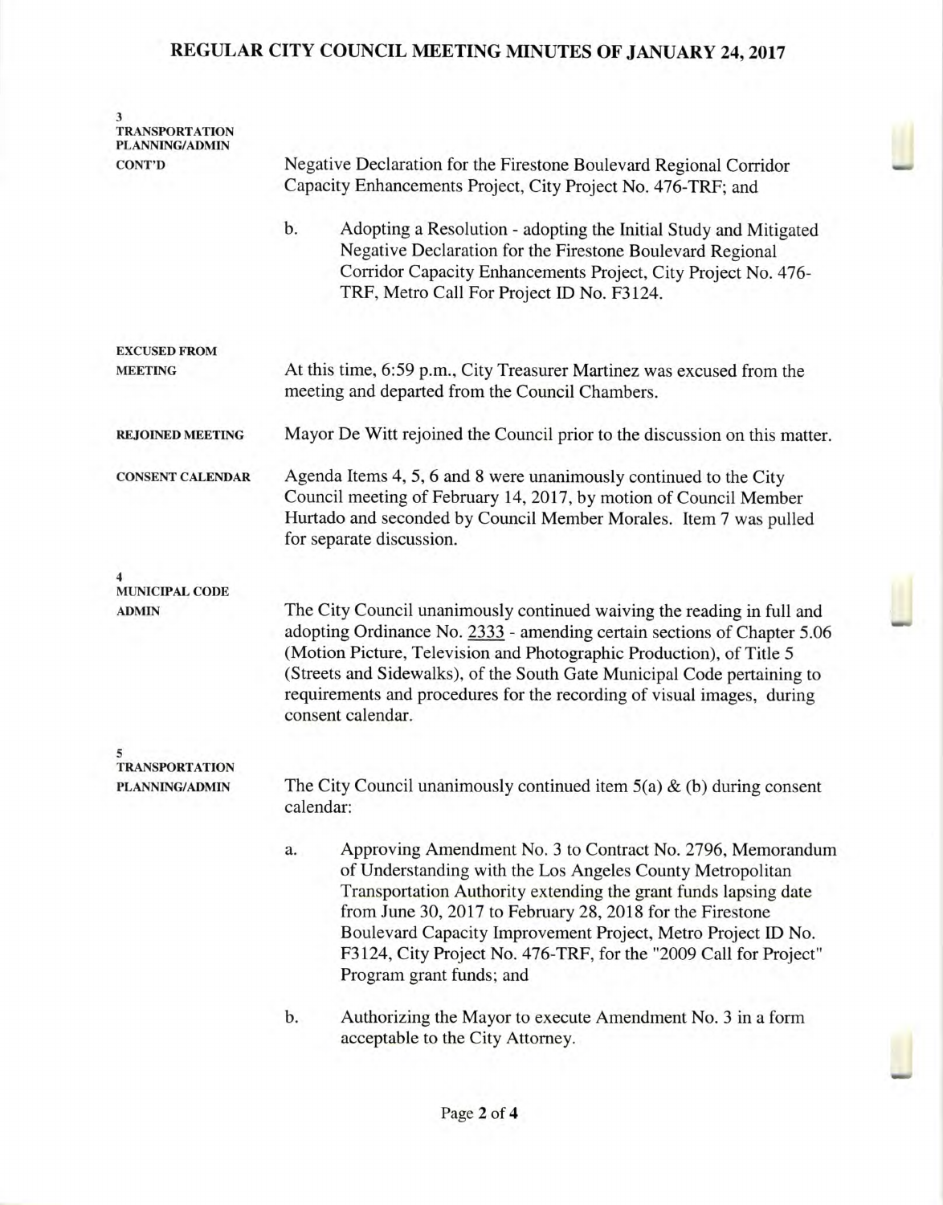# REGULAR CITY COUNCIL MEETING MINUTES OF JANUARY 24, 2017

**3**
**TRANSPORTATION PLANNING/ADMIN CONT'D**

Negative Declaration for the Firestone Boulevard Regional Corridor Capacity Enhancements Project, City Project No. 476-TRF; and

b. Adopting a Resolution - adopting the Initial Study and Mitigated Negative Declaration for the Firestone Boulevard Regional Corridor Capacity Enhancements Project, City Project No. 476-TRF, Metro Call For Project ID No. F3124.

**EXCUSED FROM MEETING**

At this time, 6:59 p.m., City Treasurer Martinez was excused from the meeting and departed from the Council Chambers.

**REJOINED MEETING**

Mayor De Witt rejoined the Council prior to the discussion on this matter.

**CONSENT CALENDAR**

Agenda Items 4, 5, 6 and 8 were unanimously continued to the City Council meeting of February 14, 2017, by motion of Council Member Hurtado and seconded by Council Member Morales. Item 7 was pulled for separate discussion.

**4**
**MUNICIPAL CODE ADMIN**

The City Council unanimously continued waiving the reading in full and adopting Ordinance No. 2333 - amending certain sections of Chapter 5.06 (Motion Picture, Television and Photographic Production), of Title 5 (Streets and Sidewalks), of the South Gate Municipal Code pertaining to requirements and procedures for the recording of visual images, during consent calendar.

**5**
**TRANSPORTATION PLANNING/ADMIN**

The City Council unanimously continued item 5(a) & (b) during consent calendar:

a. Approving Amendment No. 3 to Contract No. 2796, Memorandum of Understanding with the Los Angeles County Metropolitan Transportation Authority extending the grant funds lapsing date from June 30, 2017 to February 28, 2018 for the Firestone Boulevard Capacity Improvement Project, Metro Project ID No. F3124, City Project No. 476-TRF, for the "2009 Call for Project" Program grant funds; and

b. Authorizing the Mayor to execute Amendment No. 3 in a form acceptable to the City Attorney.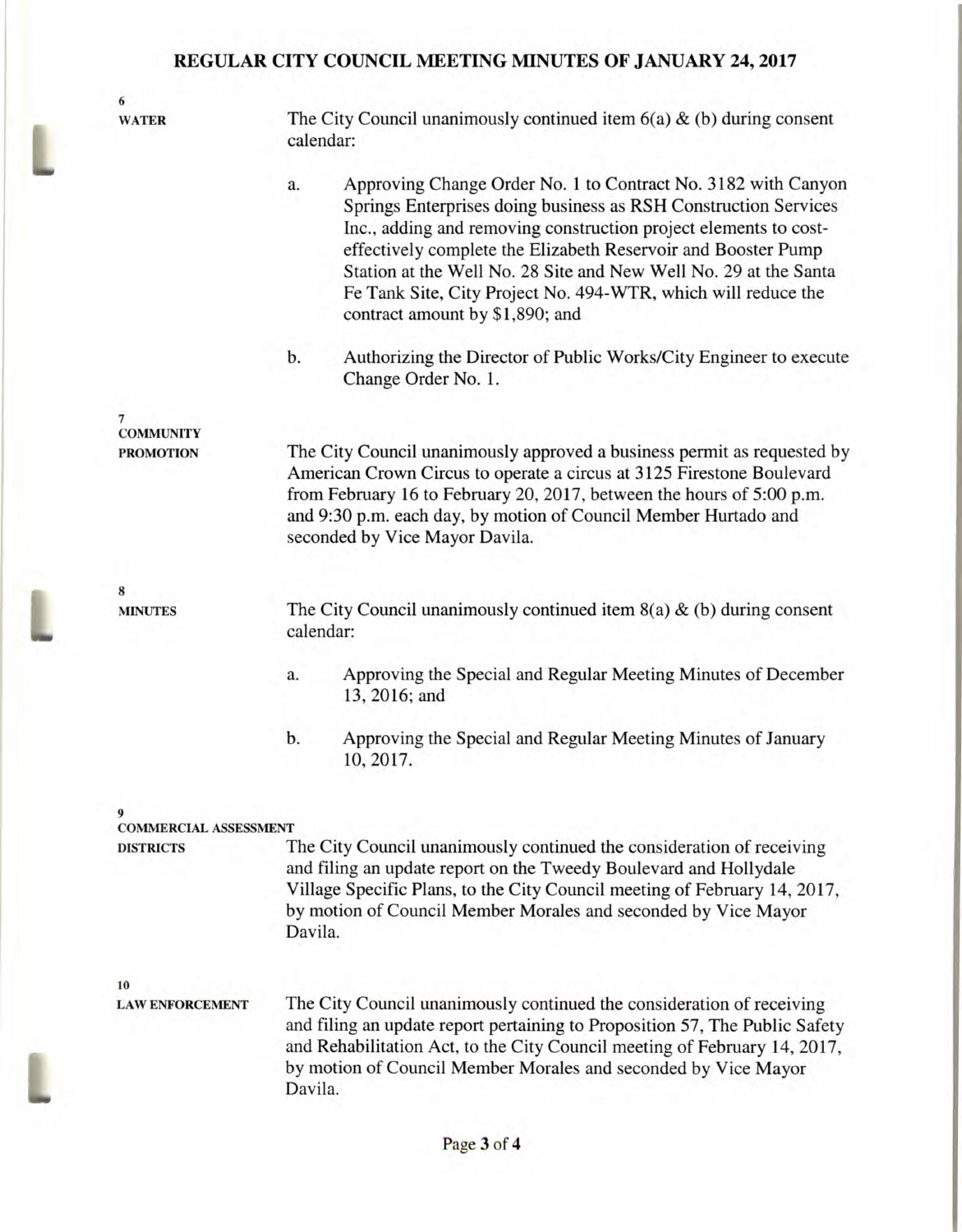# REGULAR CITY COUNCIL MEETING MINUTES OF JANUARY 24, 2017

**6**
**WATER**

The City Council unanimously continued item 6(a) & (b) during consent calendar:

a. Approving Change Order No. 1 to Contract No. 3182 with Canyon Springs Enterprises doing business as RSH Construction Services Inc., adding and removing construction project elements to cost-effectively complete the Elizabeth Reservoir and Booster Pump Station at the Well No. 28 Site and New Well No. 29 at the Santa Fe Tank Site, City Project No. 494-WTR, which will reduce the contract amount by $1,890; and

b. Authorizing the Director of Public Works/City Engineer to execute Change Order No. 1.

**7**
**COMMUNITY PROMOTION**

The City Council unanimously approved a business permit as requested by American Crown Circus to operate a circus at 3125 Firestone Boulevard from February 16 to February 20, 2017, between the hours of 5:00 p.m. and 9:30 p.m. each day, by motion of Council Member Hurtado and seconded by Vice Mayor Davila.

**8**
**MINUTES**

The City Council unanimously continued item 8(a) & (b) during consent calendar:

a. Approving the Special and Regular Meeting Minutes of December 13, 2016; and

b. Approving the Special and Regular Meeting Minutes of January 10, 2017.

**9**
**COMMERCIAL ASSESSMENT DISTRICTS**

The City Council unanimously continued the consideration of receiving and filing an update report on the Tweedy Boulevard and Hollydale Village Specific Plans, to the City Council meeting of February 14, 2017, by motion of Council Member Morales and seconded by Vice Mayor Davila.

**10**
**LAW ENFORCEMENT**

The City Council unanimously continued the consideration of receiving and filing an update report pertaining to Proposition 57, The Public Safety and Rehabilitation Act, to the City Council meeting of February 14, 2017, by motion of Council Member Morales and seconded by Vice Mayor Davila.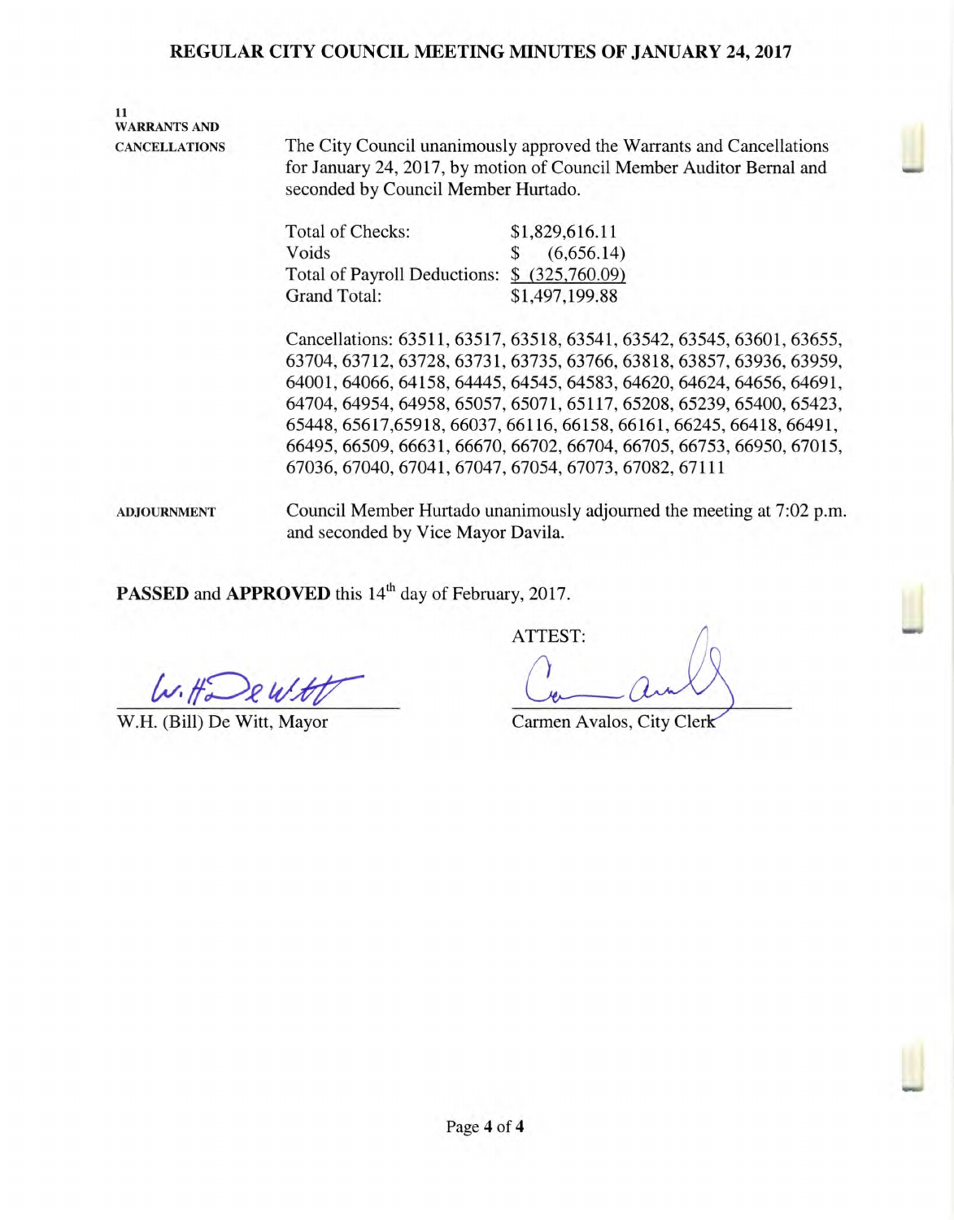**11**
**WARRANTS AND CANCELLATIONS**

The City Council unanimously approved the Warrants and Cancellations for January 24, 2017, by motion of Council Member Auditor Bernal and seconded by Council Member Hurtado.

| | |
|---|---|
| Total of Checks: | $1,829,616.11 |
| Voids | $ (6,656.14) |
| Total of Payroll Deductions: | $ (325,760.09) |
| Grand Total: | $1,497,199.88 |

Cancellations: 63511, 63517, 63518, 63541, 63542, 63545, 63601, 63655, 63704, 63712, 63728, 63731, 63735, 63766, 63818, 63857, 63936, 63959, 64001, 64066, 64158, 64445, 64545, 64583, 64620, 64624, 64656, 64691, 64704, 64954, 64958, 65057, 65071, 65117, 65208, 65239, 65400, 65423, 65448, 65617,65918, 66037, 66116, 66158, 66161, 66245, 66418, 66491, 66495, 66509, 66631, 66670, 66702, 66704, 66705, 66753, 66950, 67015, 67036, 67040, 67041, 67047, 67054, 67073, 67082, 67111

**ADJOURNMENT**

Council Member Hurtado unanimously adjourned the meeting at 7:02 p.m. and seconded by Vice Mayor Davila.

**PASSED** and **APPROVED** this 14th day of February, 2017.

ATTEST:

W.H. (Bill) De Witt, Mayor

Carmen Avalos, City Clerk